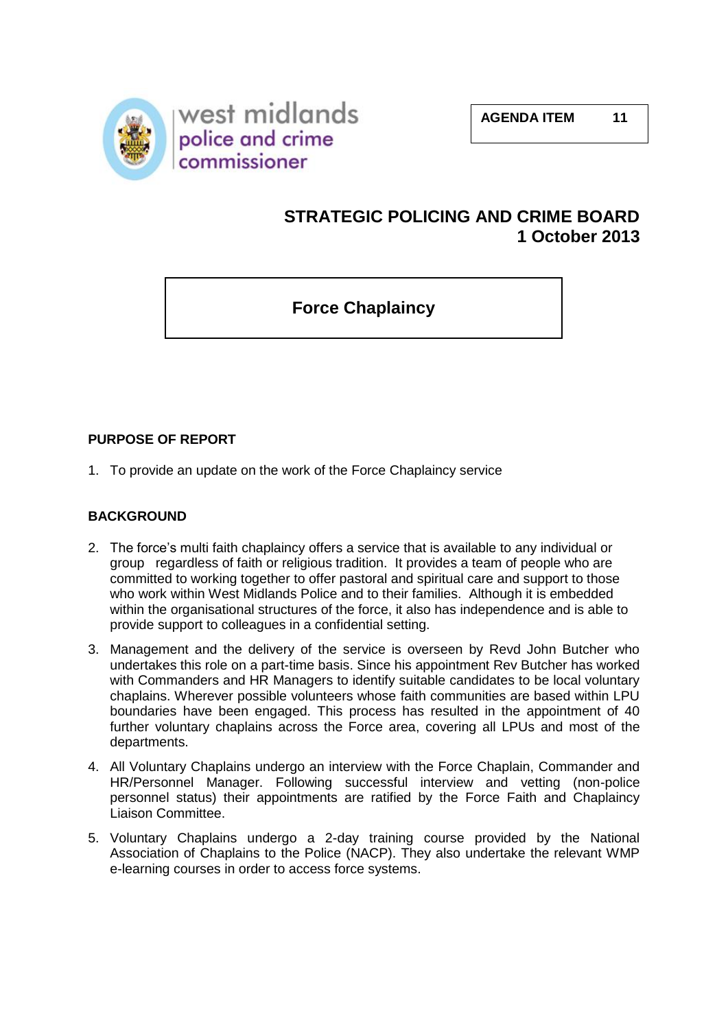west midlands police and crime commissioner

**AGENDA ITEM 11**

# STRATEGIC POLICING AND CRIME BOARD
## 1 October 2013

## Force Chaplaincy

### PURPOSE OF REPORT

1. To provide an update on the work of the Force Chaplaincy service

### BACKGROUND

2. The force's multi faith chaplaincy offers a service that is available to any individual or group regardless of faith or religious tradition. It provides a team of people who are committed to working together to offer pastoral and spiritual care and support to those who work within West Midlands Police and to their families. Although it is embedded within the organisational structures of the force, it also has independence and is able to provide support to colleagues in a confidential setting.

3. Management and the delivery of the service is overseen by Revd John Butcher who undertakes this role on a part-time basis. Since his appointment Rev Butcher has worked with Commanders and HR Managers to identify suitable candidates to be local voluntary chaplains. Wherever possible volunteers whose faith communities are based within LPU boundaries have been engaged. This process has resulted in the appointment of 40 further voluntary chaplains across the Force area, covering all LPUs and most of the departments.

4. All Voluntary Chaplains undergo an interview with the Force Chaplain, Commander and HR/Personnel Manager. Following successful interview and vetting (non-police personnel status) their appointments are ratified by the Force Faith and Chaplaincy Liaison Committee.

5. Voluntary Chaplains undergo a 2-day training course provided by the National Association of Chaplains to the Police (NACP). They also undertake the relevant WMP e-learning courses in order to access force systems.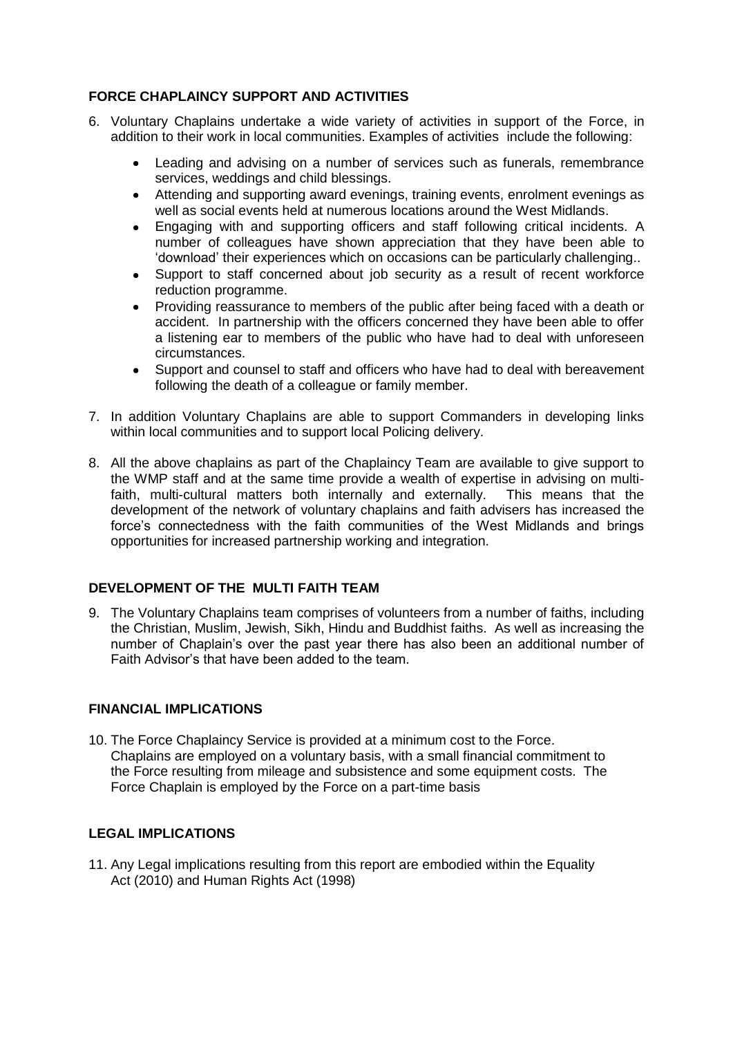## FORCE CHAPLAINCY SUPPORT AND ACTIVITIES

6. Voluntary Chaplains undertake a wide variety of activities in support of the Force, in addition to their work in local communities. Examples of activities include the following:

    - Leading and advising on a number of services such as funerals, remembrance services, weddings and child blessings.
    - Attending and supporting award evenings, training events, enrolment evenings as well as social events held at numerous locations around the West Midlands.
    - Engaging with and supporting officers and staff following critical incidents. A number of colleagues have shown appreciation that they have been able to 'download' their experiences which on occasions can be particularly challenging..
    - Support to staff concerned about job security as a result of recent workforce reduction programme.
    - Providing reassurance to members of the public after being faced with a death or accident. In partnership with the officers concerned they have been able to offer a listening ear to members of the public who have had to deal with unforeseen circumstances.
    - Support and counsel to staff and officers who have had to deal with bereavement following the death of a colleague or family member.

7. In addition Voluntary Chaplains are able to support Commanders in developing links within local communities and to support local Policing delivery.

8. All the above chaplains as part of the Chaplaincy Team are available to give support to the WMP staff and at the same time provide a wealth of expertise in advising on multi-faith, multi-cultural matters both internally and externally. This means that the development of the network of voluntary chaplains and faith advisers has increased the force's connectedness with the faith communities of the West Midlands and brings opportunities for increased partnership working and integration.

## DEVELOPMENT OF THE MULTI FAITH TEAM

9. The Voluntary Chaplains team comprises of volunteers from a number of faiths, including the Christian, Muslim, Jewish, Sikh, Hindu and Buddhist faiths. As well as increasing the number of Chaplain's over the past year there has also been an additional number of Faith Advisor's that have been added to the team.

## FINANCIAL IMPLICATIONS

10. The Force Chaplaincy Service is provided at a minimum cost to the Force. Chaplains are employed on a voluntary basis, with a small financial commitment to the Force resulting from mileage and subsistence and some equipment costs. The Force Chaplain is employed by the Force on a part-time basis

## LEGAL IMPLICATIONS

11. Any Legal implications resulting from this report are embodied within the Equality Act (2010) and Human Rights Act (1998)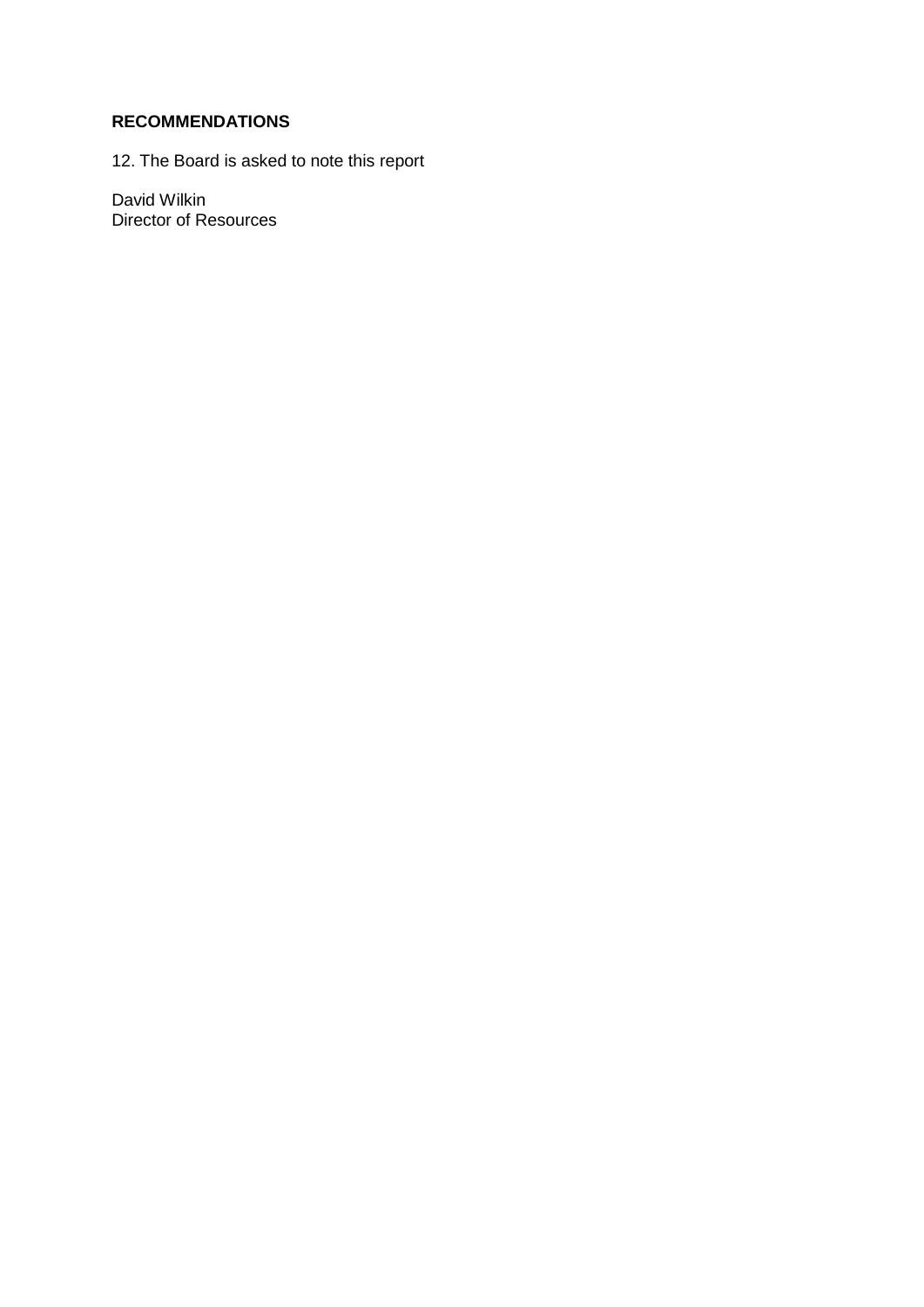**RECOMMENDATIONS**

12. The Board is asked to note this report

David Wilkin
Director of Resources